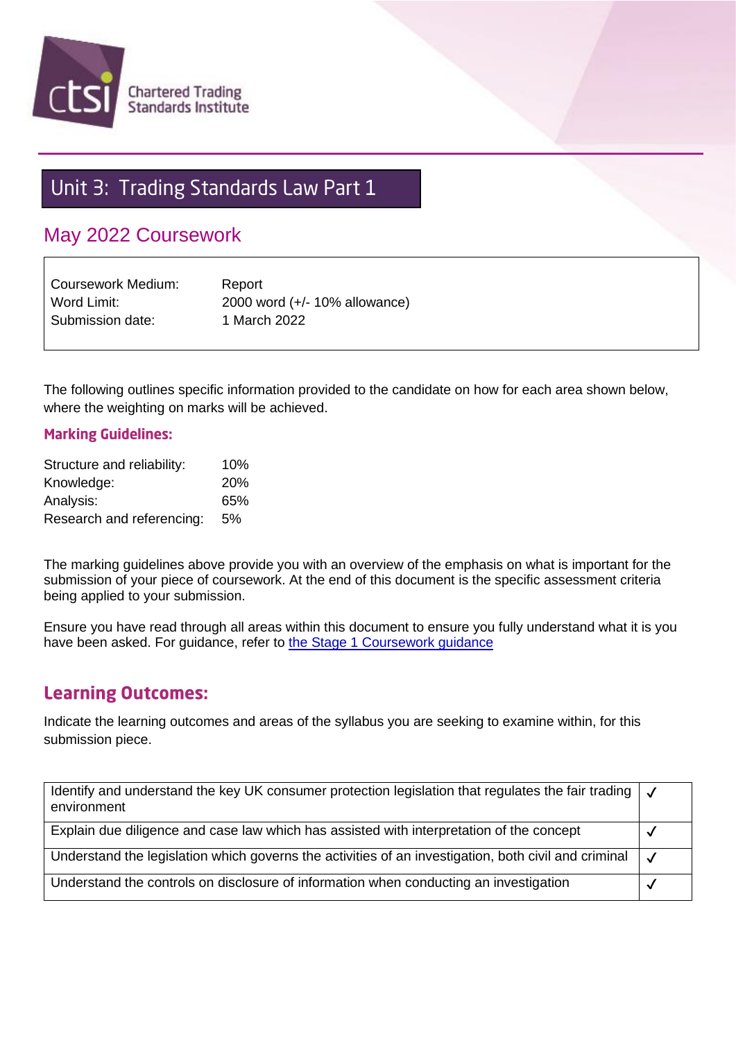Chartered Trading Standards Institute

# Unit 3: Trading Standards Law Part 1

## May 2022 Coursework

| | |
|---|---|
| Coursework Medium: | Report |
| Word Limit: | 2000 word (+/- 10% allowance) |
| Submission date: | 1 March 2022 |

The following outlines specific information provided to the candidate on how for each area shown below, where the weighting on marks will be achieved.

### Marking Guidelines:

| | |
|---|---|
| Structure and reliability: | 10% |
| Knowledge: | 20% |
| Analysis: | 65% |
| Research and referencing: | 5% |

The marking guidelines above provide you with an overview of the emphasis on what is important for the submission of your piece of coursework. At the end of this document is the specific assessment criteria being applied to your submission.

Ensure you have read through all areas within this document to ensure you fully understand what it is you have been asked. For guidance, refer to the Stage 1 Coursework guidance

## Learning Outcomes:

Indicate the learning outcomes and areas of the syllabus you are seeking to examine within, for this submission piece.

| | |
|---|---|
| Identify and understand the key UK consumer protection legislation that regulates the fair trading environment | ✓ |
| Explain due diligence and case law which has assisted with interpretation of the concept | ✓ |
| Understand the legislation which governs the activities of an investigation, both civil and criminal | ✓ |
| Understand the controls on disclosure of information when conducting an investigation | ✓ |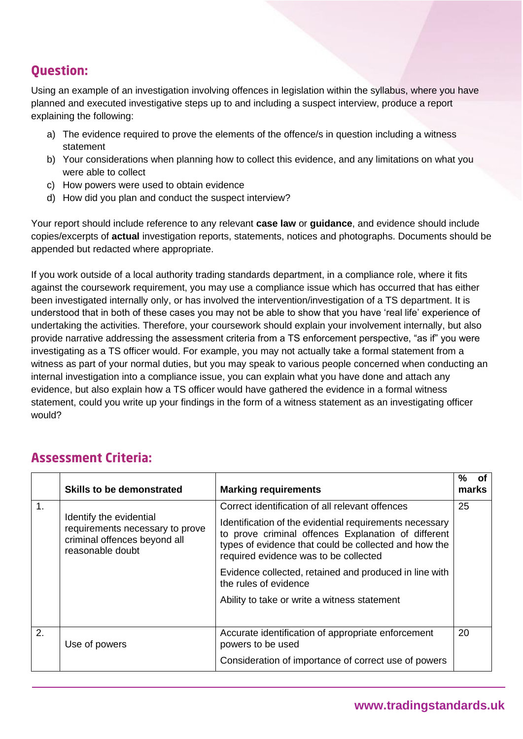## Question:

Using an example of an investigation involving offences in legislation within the syllabus, where you have planned and executed investigative steps up to and including a suspect interview, produce a report explaining the following:

a) The evidence required to prove the elements of the offence/s in question including a witness statement
b) Your considerations when planning how to collect this evidence, and any limitations on what you were able to collect
c) How powers were used to obtain evidence
d) How did you plan and conduct the suspect interview?

Your report should include reference to any relevant **case law** or **guidance**, and evidence should include copies/excerpts of **actual** investigation reports, statements, notices and photographs. Documents should be appended but redacted where appropriate.

If you work outside of a local authority trading standards department, in a compliance role, where it fits against the coursework requirement, you may use a compliance issue which has occurred that has either been investigated internally only, or has involved the intervention/investigation of a TS department. It is understood that in both of these cases you may not be able to show that you have 'real life' experience of undertaking the activities. Therefore, your coursework should explain your involvement internally, but also provide narrative addressing the assessment criteria from a TS enforcement perspective, "as if" you were investigating as a TS officer would. For example, you may not actually take a formal statement from a witness as part of your normal duties, but you may speak to various people concerned when conducting an internal investigation into a compliance issue, you can explain what you have done and attach any evidence, but also explain how a TS officer would have gathered the evidence in a formal witness statement, could you write up your findings in the form of a witness statement as an investigating officer would?

## Assessment Criteria:

| | Skills to be demonstrated | Marking requirements | % of marks |
|---|---|---|---|
| 1. | Identify the evidential requirements necessary to prove criminal offences beyond all reasonable doubt | Correct identification of all relevant offences<br><br>Identification of the evidential requirements necessary to prove criminal offences Explanation of different types of evidence that could be collected and how the required evidence was to be collected<br><br>Evidence collected, retained and produced in line with the rules of evidence<br><br>Ability to take or write a witness statement | 25 |
| 2. | Use of powers | Accurate identification of appropriate enforcement powers to be used<br><br>Consideration of importance of correct use of powers | 20 |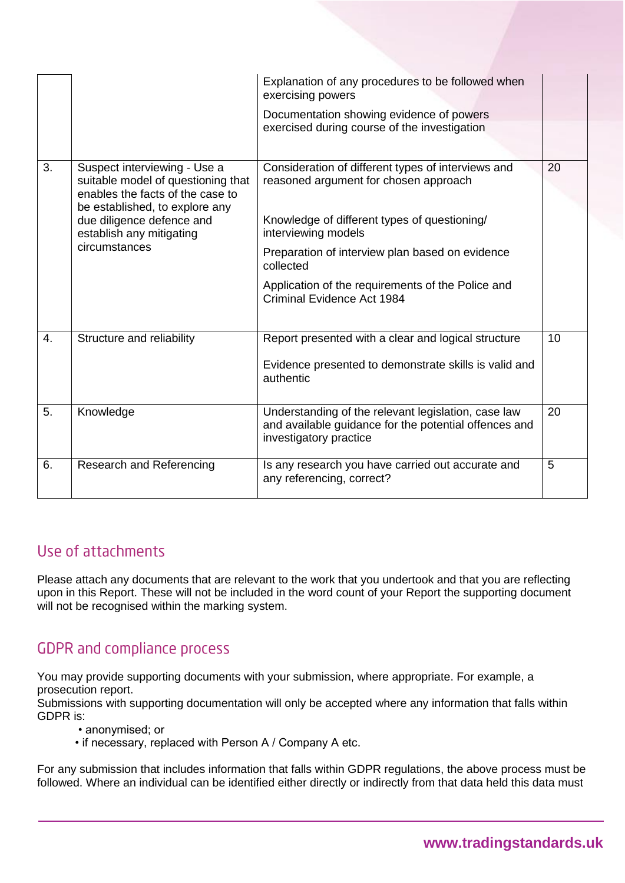| | | | |
|---|---|---|---|
| | | Explanation of any procedures to be followed when exercising powers<br><br>Documentation showing evidence of powers exercised during course of the investigation | |
| 3. | Suspect interviewing - Use a suitable model of questioning that enables the facts of the case to be established, to explore any due diligence defence and establish any mitigating circumstances | Consideration of different types of interviews and reasoned argument for chosen approach<br><br>Knowledge of different types of questioning/ interviewing models<br><br>Preparation of interview plan based on evidence collected<br><br>Application of the requirements of the Police and Criminal Evidence Act 1984 | 20 |
| 4. | Structure and reliability | Report presented with a clear and logical structure<br><br>Evidence presented to demonstrate skills is valid and authentic | 10 |
| 5. | Knowledge | Understanding of the relevant legislation, case law and available guidance for the potential offences and investigatory practice | 20 |
| 6. | Research and Referencing | Is any research you have carried out accurate and any referencing, correct? | 5 |

## Use of attachments

Please attach any documents that are relevant to the work that you undertook and that you are reflecting upon in this Report. These will not be included in the word count of your Report the supporting document will not be recognised within the marking system.

## GDPR and compliance process

You may provide supporting documents with your submission, where appropriate. For example, a prosecution report.
Submissions with supporting documentation will only be accepted where any information that falls within GDPR is:

- anonymised; or
- if necessary, replaced with Person A / Company A etc.

For any submission that includes information that falls within GDPR regulations, the above process must be followed. Where an individual can be identified either directly or indirectly from that data held this data must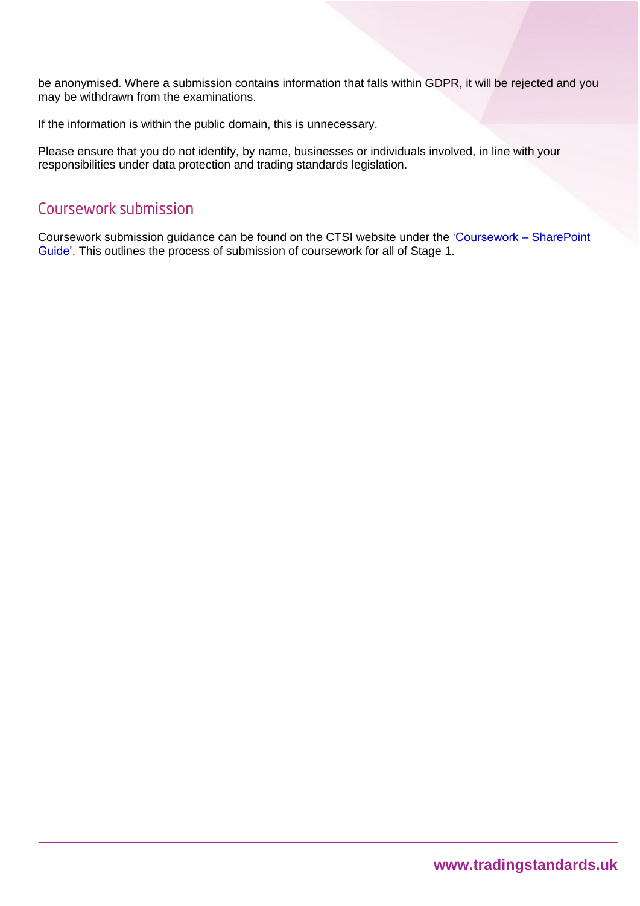be anonymised. Where a submission contains information that falls within GDPR, it will be rejected and you may be withdrawn from the examinations.

If the information is within the public domain, this is unnecessary.

Please ensure that you do not identify, by name, businesses or individuals involved, in line with your responsibilities under data protection and trading standards legislation.

## Coursework submission

Coursework submission guidance can be found on the CTSI website under the 'Coursework – SharePoint Guide'. This outlines the process of submission of coursework for all of Stage 1.